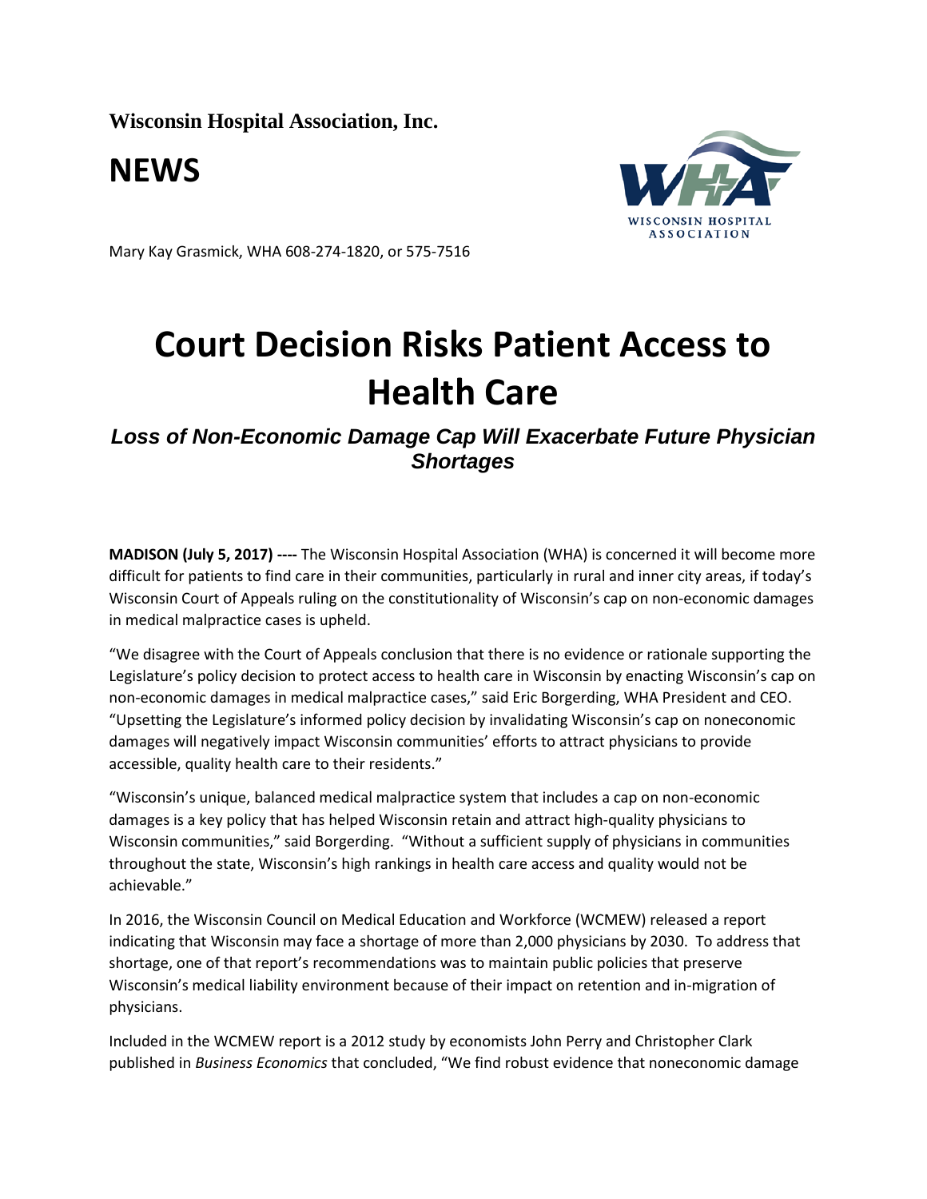**Wisconsin Hospital Association, Inc.**

# NEWS

Mary Kay Grasmick, WHA 608-274-1820, or 575-7516

# Court Decision Risks Patient Access to Health Care

## *Loss of Non-Economic Damage Cap Will Exacerbate Future Physician Shortages*

**MADISON (July 5, 2017) ----** The Wisconsin Hospital Association (WHA) is concerned it will become more difficult for patients to find care in their communities, particularly in rural and inner city areas, if today's Wisconsin Court of Appeals ruling on the constitutionality of Wisconsin's cap on non-economic damages in medical malpractice cases is upheld.

"We disagree with the Court of Appeals conclusion that there is no evidence or rationale supporting the Legislature's policy decision to protect access to health care in Wisconsin by enacting Wisconsin's cap on non-economic damages in medical malpractice cases," said Eric Borgerding, WHA President and CEO. "Upsetting the Legislature's informed policy decision by invalidating Wisconsin's cap on noneconomic damages will negatively impact Wisconsin communities' efforts to attract physicians to provide accessible, quality health care to their residents."

"Wisconsin's unique, balanced medical malpractice system that includes a cap on non-economic damages is a key policy that has helped Wisconsin retain and attract high-quality physicians to Wisconsin communities," said Borgerding. "Without a sufficient supply of physicians in communities throughout the state, Wisconsin's high rankings in health care access and quality would not be achievable."

In 2016, the Wisconsin Council on Medical Education and Workforce (WCMEW) released a report indicating that Wisconsin may face a shortage of more than 2,000 physicians by 2030. To address that shortage, one of that report's recommendations was to maintain public policies that preserve Wisconsin's medical liability environment because of their impact on retention and in-migration of physicians.

Included in the WCMEW report is a 2012 study by economists John Perry and Christopher Clark published in *Business Economics* that concluded, "We find robust evidence that noneconomic damage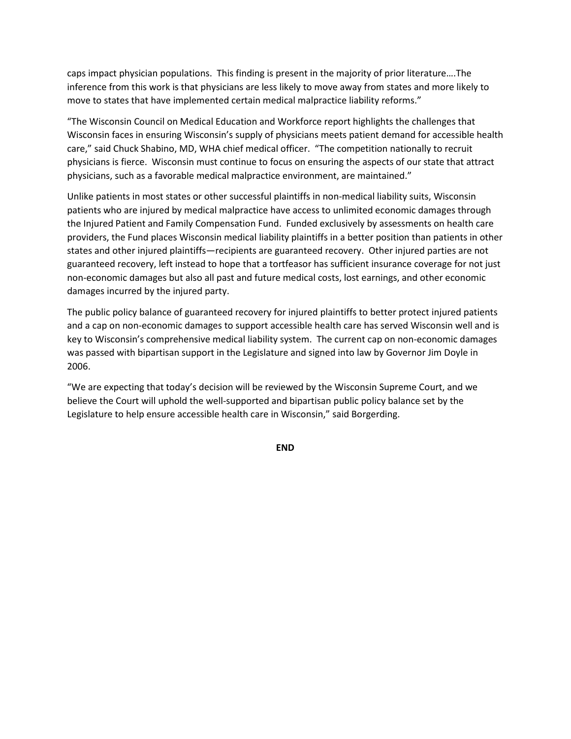caps impact physician populations. This finding is present in the majority of prior literature….The inference from this work is that physicians are less likely to move away from states and more likely to move to states that have implemented certain medical malpractice liability reforms."

"The Wisconsin Council on Medical Education and Workforce report highlights the challenges that Wisconsin faces in ensuring Wisconsin's supply of physicians meets patient demand for accessible health care," said Chuck Shabino, MD, WHA chief medical officer. "The competition nationally to recruit physicians is fierce. Wisconsin must continue to focus on ensuring the aspects of our state that attract physicians, such as a favorable medical malpractice environment, are maintained."

Unlike patients in most states or other successful plaintiffs in non-medical liability suits, Wisconsin patients who are injured by medical malpractice have access to unlimited economic damages through the Injured Patient and Family Compensation Fund. Funded exclusively by assessments on health care providers, the Fund places Wisconsin medical liability plaintiffs in a better position than patients in other states and other injured plaintiffs—recipients are guaranteed recovery. Other injured parties are not guaranteed recovery, left instead to hope that a tortfeasor has sufficient insurance coverage for not just non-economic damages but also all past and future medical costs, lost earnings, and other economic damages incurred by the injured party.

The public policy balance of guaranteed recovery for injured plaintiffs to better protect injured patients and a cap on non-economic damages to support accessible health care has served Wisconsin well and is key to Wisconsin's comprehensive medical liability system. The current cap on non-economic damages was passed with bipartisan support in the Legislature and signed into law by Governor Jim Doyle in 2006.

"We are expecting that today's decision will be reviewed by the Wisconsin Supreme Court, and we believe the Court will uphold the well-supported and bipartisan public policy balance set by the Legislature to help ensure accessible health care in Wisconsin," said Borgerding.

**END**